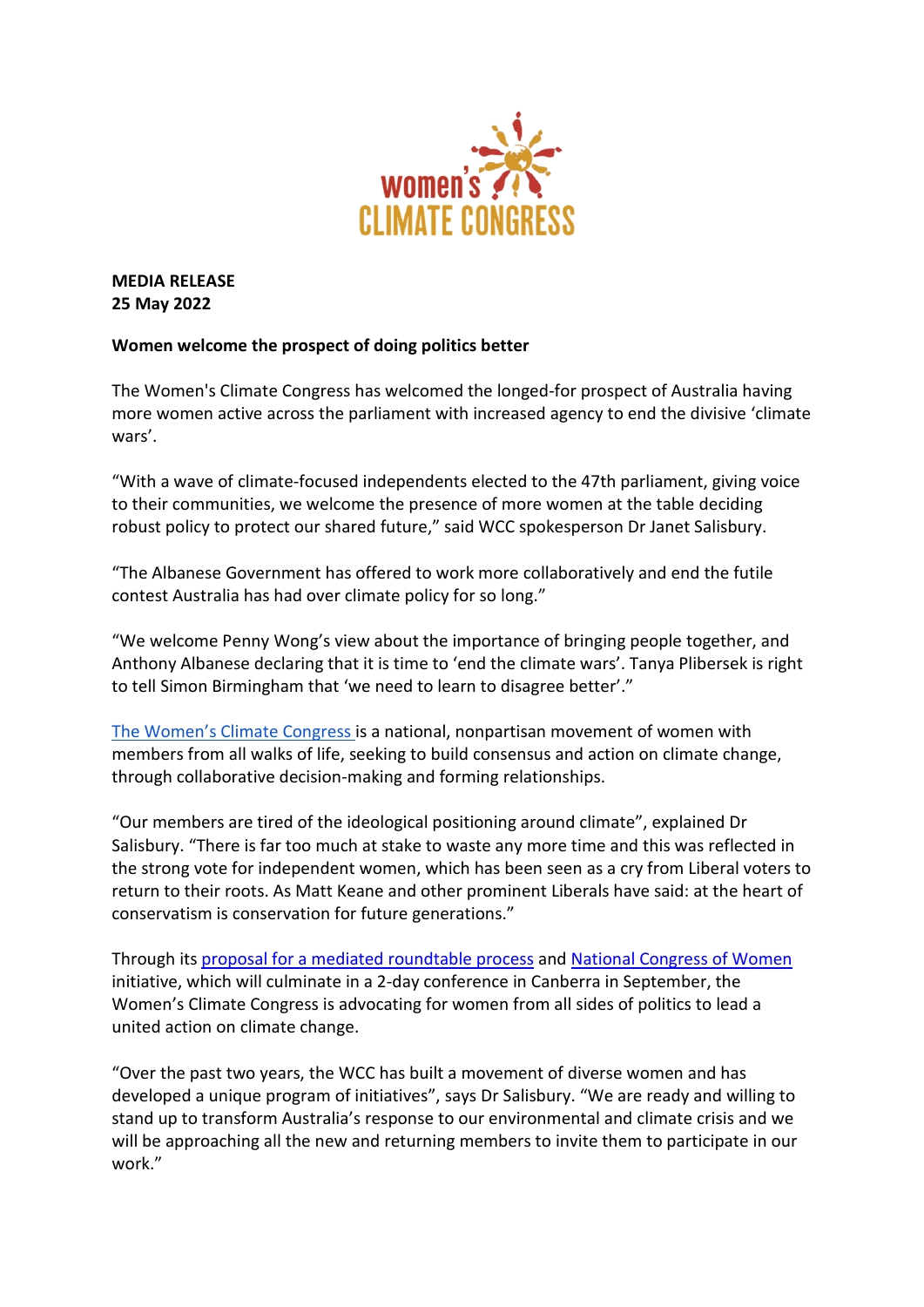women's CLIMATE CONGRESS

**MEDIA RELEASE**
**25 May 2022**

**Women welcome the prospect of doing politics better**

The Women's Climate Congress has welcomed the longed-for prospect of Australia having more women active across the parliament with increased agency to end the divisive 'climate wars'.

"With a wave of climate-focused independents elected to the 47th parliament, giving voice to their communities, we welcome the presence of more women at the table deciding robust policy to protect our shared future," said WCC spokesperson Dr Janet Salisbury.

"The Albanese Government has offered to work more collaboratively and end the futile contest Australia has had over climate policy for so long."

"We welcome Penny Wong's view about the importance of bringing people together, and Anthony Albanese declaring that it is time to 'end the climate wars'. Tanya Plibersek is right to tell Simon Birmingham that 'we need to learn to disagree better'."

The Women's Climate Congress is a national, nonpartisan movement of women with members from all walks of life, seeking to build consensus and action on climate change, through collaborative decision-making and forming relationships.

"Our members are tired of the ideological positioning around climate", explained Dr Salisbury. "There is far too much at stake to waste any more time and this was reflected in the strong vote for independent women, which has been seen as a cry from Liberal voters to return to their roots. As Matt Keane and other prominent Liberals have said: at the heart of conservatism is conservation for future generations."

Through its proposal for a mediated roundtable process and National Congress of Women initiative, which will culminate in a 2-day conference in Canberra in September, the Women's Climate Congress is advocating for women from all sides of politics to lead a united action on climate change.

"Over the past two years, the WCC has built a movement of diverse women and has developed a unique program of initiatives", says Dr Salisbury. "We are ready and willing to stand up to transform Australia's response to our environmental and climate crisis and we will be approaching all the new and returning members to invite them to participate in our work."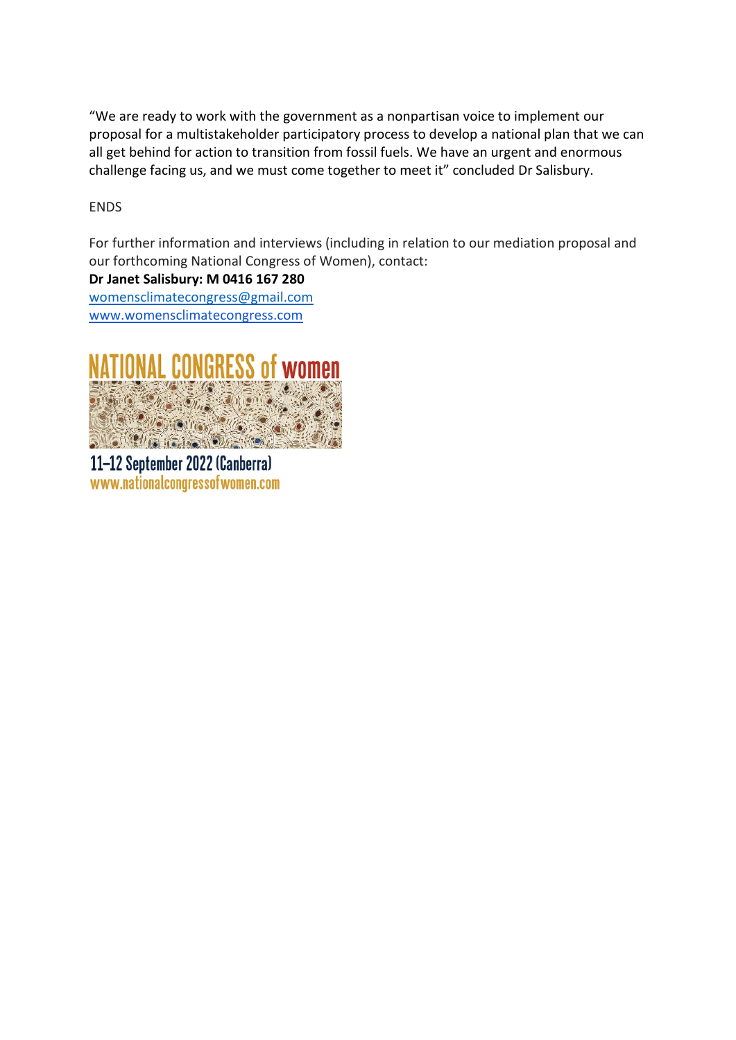"We are ready to work with the government as a nonpartisan voice to implement our proposal for a multistakeholder participatory process to develop a national plan that we can all get behind for action to transition from fossil fuels. We have an urgent and enormous challenge facing us, and we must come together to meet it" concluded Dr Salisbury.

ENDS

For further information and interviews (including in relation to our mediation proposal and our forthcoming National Congress of Women), contact:

**Dr Janet Salisbury: M 0416 167 280**
womensclimatecongress@gmail.com
www.womensclimatecongress.com

NATIONAL CONGRESS of women

11–12 September 2022 (Canberra)
www.nationalcongressofwomen.com